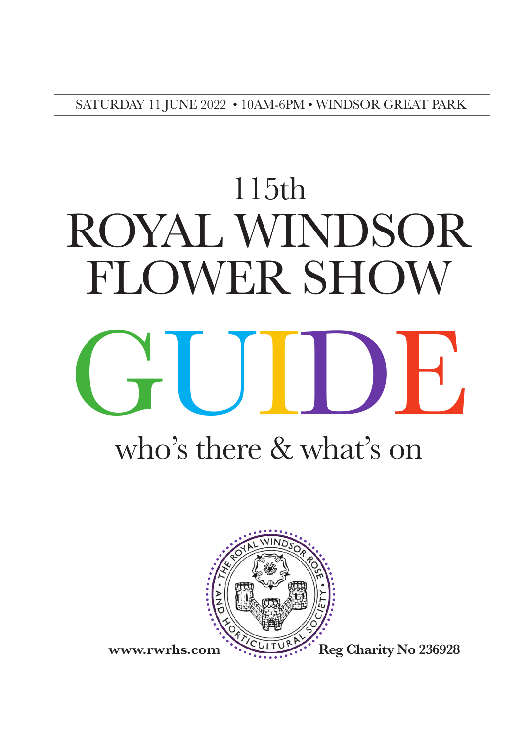SATURDAY 11 JUNE 2022 • 10AM-6PM • WINDSOR GREAT PARK

# 115th ROYAL WINDSOR FLOWER SHOW

# GUIDE

## who's there & what's on

THE ROYAL WINDSOR ROSE AND HORTICULTURAL SOCIETY

**www.rwrhs.com**

**Reg Charity No 236928**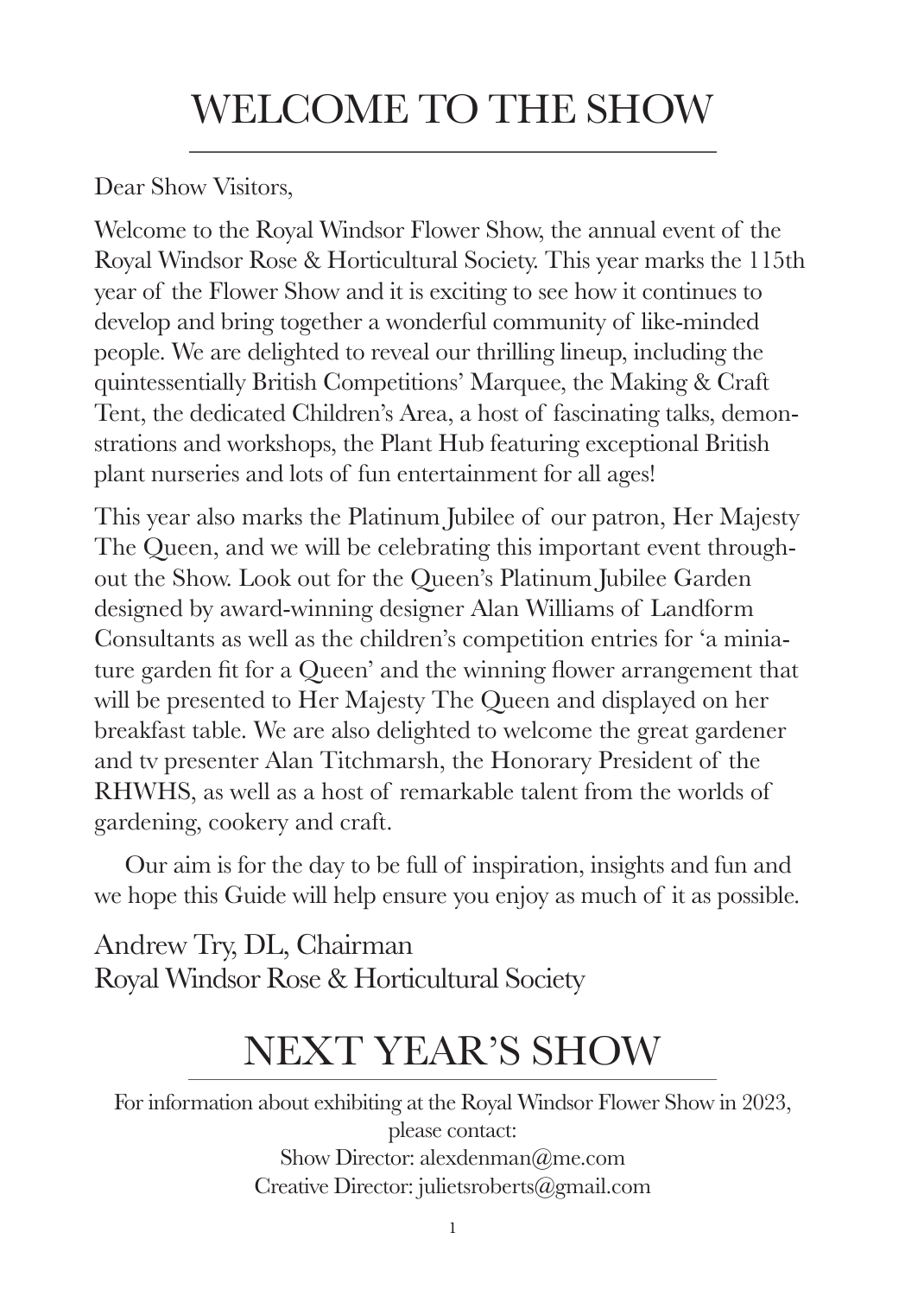# WELCOME TO THE SHOW

Dear Show Visitors,

Welcome to the Royal Windsor Flower Show, the annual event of the Royal Windsor Rose & Horticultural Society. This year marks the 115th year of the Flower Show and it is exciting to see how it continues to develop and bring together a wonderful community of like-minded people. We are delighted to reveal our thrilling lineup, including the quintessentially British Competitions' Marquee, the Making & Craft Tent, the dedicated Children's Area, a host of fascinating talks, demonstrations and workshops, the Plant Hub featuring exceptional British plant nurseries and lots of fun entertainment for all ages!

This year also marks the Platinum Jubilee of our patron, Her Majesty The Queen, and we will be celebrating this important event throughout the Show. Look out for the Queen's Platinum Jubilee Garden designed by award-winning designer Alan Williams of Landform Consultants as well as the children's competition entries for 'a miniature garden fit for a Queen' and the winning flower arrangement that will be presented to Her Majesty The Queen and displayed on her breakfast table. We are also delighted to welcome the great gardener and tv presenter Alan Titchmarsh, the Honorary President of the RHWHS, as well as a host of remarkable talent from the worlds of gardening, cookery and craft.

Our aim is for the day to be full of inspiration, insights and fun and we hope this Guide will help ensure you enjoy as much of it as possible.

Andrew Try, DL, Chairman
Royal Windsor Rose & Horticultural Society

# NEXT YEAR'S SHOW

For information about exhibiting at the Royal Windsor Flower Show in 2023, please contact:
Show Director: alexdenman@me.com
Creative Director: julietsroberts@gmail.com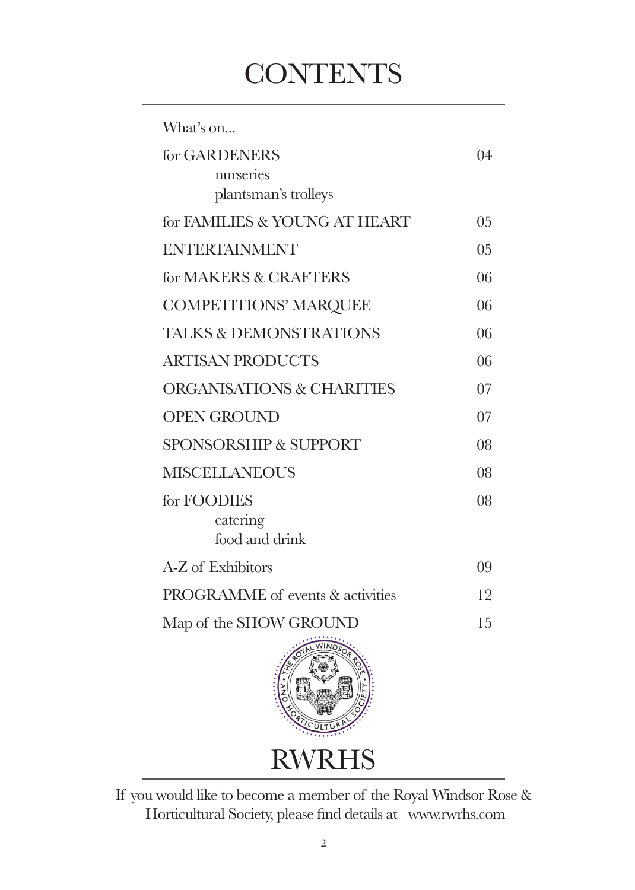# CONTENTS

What's on...

| | |
|---|---|
| for GARDENERS<br>nurseries<br>plantsman's trolleys | 04 |
| for FAMILIES & YOUNG AT HEART | 05 |
| ENTERTAINMENT | 05 |
| for MAKERS & CRAFTERS | 06 |
| COMPETITIONS' MARQUEE | 06 |
| TALKS & DEMONSTRATIONS | 06 |
| ARTISAN PRODUCTS | 06 |
| ORGANISATIONS & CHARITIES | 07 |
| OPEN GROUND | 07 |
| SPONSORSHIP & SUPPORT | 08 |
| MISCELLANEOUS | 08 |
| for FOODIES<br>catering<br>food and drink | 08 |
| A-Z of Exhibitors | 09 |
| PROGRAMME of events & activities | 12 |
| Map of the SHOW GROUND | 15 |

THE ROYAL WINDSOR ROSE AND HORTICULTURAL SOCIETY

RWRHS

If you would like to become a member of the Royal Windsor Rose & Horticultural Society, please find details at www.rwrhs.com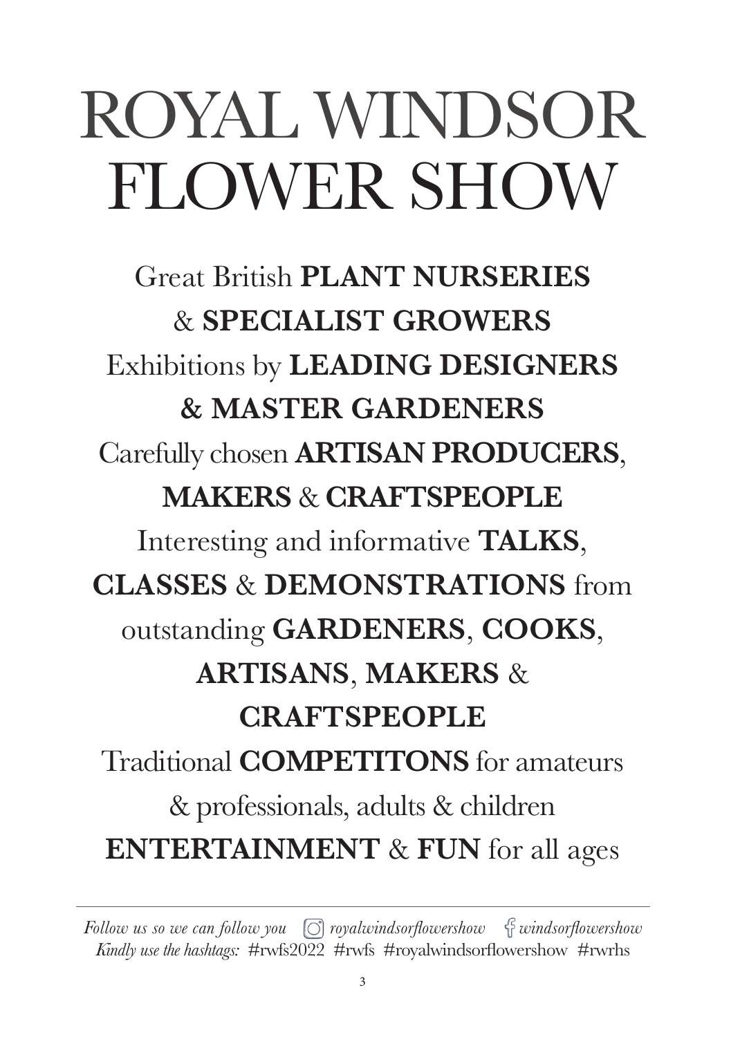# ROYAL WINDSOR FLOWER SHOW

Great British **PLANT NURSERIES** & **SPECIALIST GROWERS**
Exhibitions by **LEADING DESIGNERS & MASTER GARDENERS**
Carefully chosen **ARTISAN PRODUCERS**, **MAKERS** & **CRAFTSPEOPLE**
Interesting and informative **TALKS**, **CLASSES** & **DEMONSTRATIONS** from outstanding **GARDENERS**, **COOKS**, **ARTISANS**, **MAKERS** & **CRAFTSPEOPLE**
Traditional **COMPETITONS** for amateurs & professionals, adults & children
**ENTERTAINMENT** & **FUN** for all ages

---

*Follow us so we can follow you* *royalwindsorflowershow* *windsorflowershow*
*Kindly use the hashtags:* #rwfs2022 #rwfs #royalwindsorflowershow #rwrhs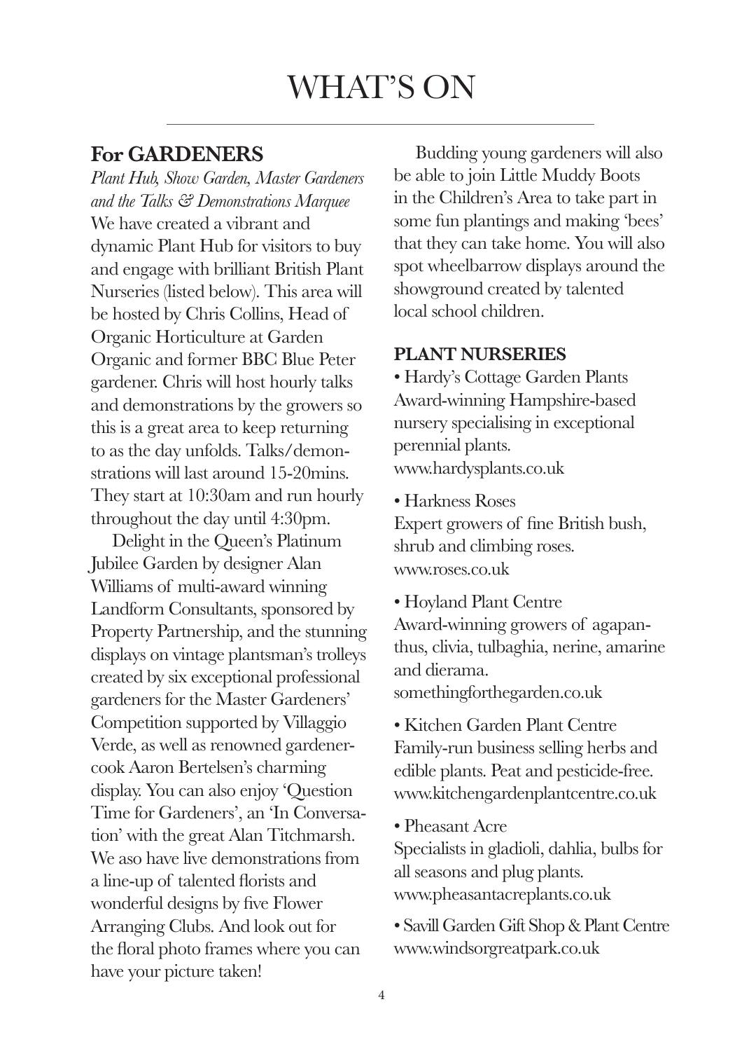# WHAT'S ON

## For GARDENERS

*Plant Hub, Show Garden, Master Gardeners and the Talks & Demonstrations Marquee*

We have created a vibrant and dynamic Plant Hub for visitors to buy and engage with brilliant British Plant Nurseries (listed below). This area will be hosted by Chris Collins, Head of Organic Horticulture at Garden Organic and former BBC Blue Peter gardener. Chris will host hourly talks and demonstrations by the growers so this is a great area to keep returning to as the day unfolds. Talks/demonstrations will last around 15-20mins. They start at 10:30am and run hourly throughout the day until 4:30pm.

Delight in the Queen's Platinum Jubilee Garden by designer Alan Williams of multi-award winning Landform Consultants, sponsored by Property Partnership, and the stunning displays on vintage plantsman's trolleys created by six exceptional professional gardeners for the Master Gardeners' Competition supported by Villaggio Verde, as well as renowned gardener-cook Aaron Bertelsen's charming display. You can also enjoy 'Question Time for Gardeners', an 'In Conversation' with the great Alan Titchmarsh. We aso have live demonstrations from a line-up of talented florists and wonderful designs by five Flower Arranging Clubs. And look out for the floral photo frames where you can have your picture taken!

Budding young gardeners will also be able to join Little Muddy Boots in the Children's Area to take part in some fun plantings and making 'bees' that they can take home. You will also spot wheelbarrow displays around the showground created by talented local school children.

### PLANT NURSERIES

- Hardy's Cottage Garden Plants
  Award-winning Hampshire-based nursery specialising in exceptional perennial plants.
  www.hardysplants.co.uk
- Harkness Roses
  Expert growers of fine British bush, shrub and climbing roses.
  www.roses.co.uk
- Hoyland Plant Centre
  Award-winning growers of agapanthus, clivia, tulbaghia, nerine, amarine and dierama.
  somethingforthegarden.co.uk
- Kitchen Garden Plant Centre
  Family-run business selling herbs and edible plants. Peat and pesticide-free.
  www.kitchengardenplantcentre.co.uk
- Pheasant Acre
  Specialists in gladioli, dahlia, bulbs for all seasons and plug plants.
  www.pheasantacreplants.co.uk
- Savill Garden Gift Shop & Plant Centre
  www.windsorgreatpark.co.uk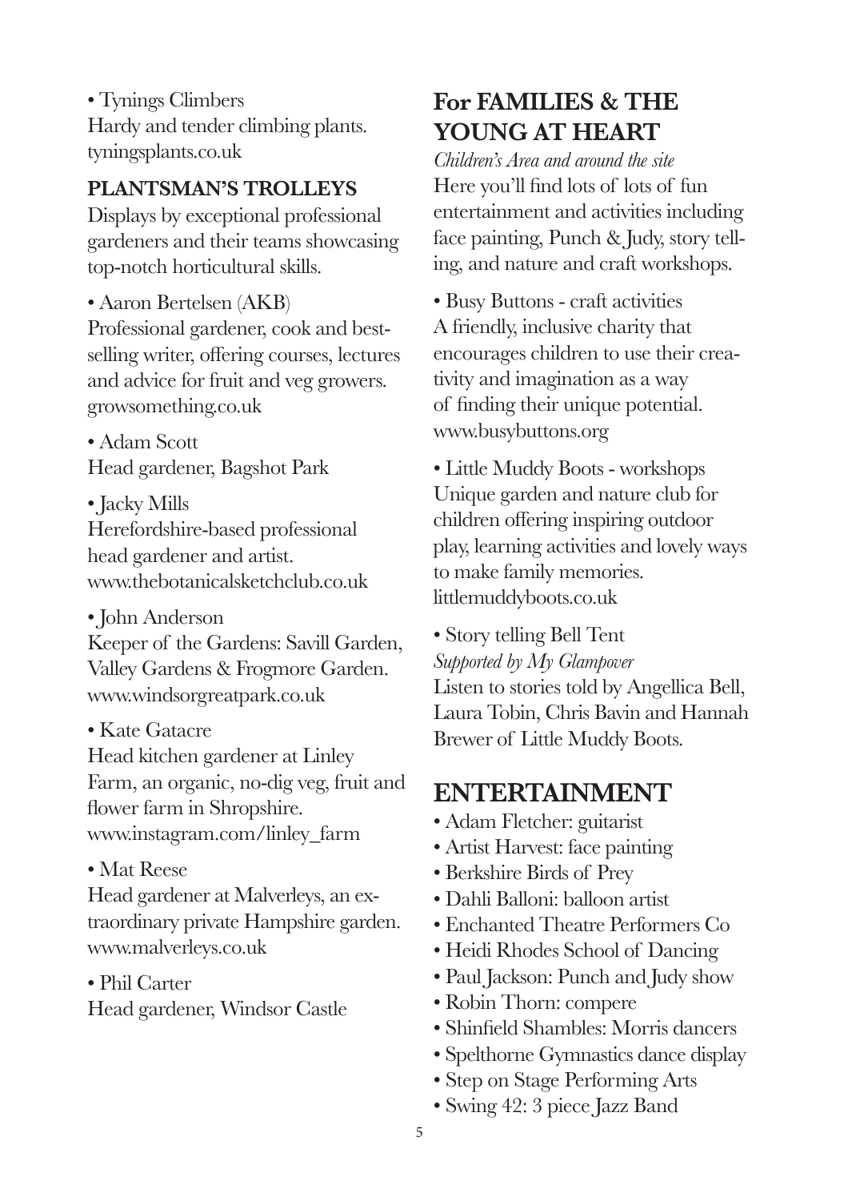• Tynings Climbers
Hardy and tender climbing plants.
tyningsplants.co.uk

### PLANTSMAN'S TROLLEYS

Displays by exceptional professional gardeners and their teams showcasing top-notch horticultural skills.

• Aaron Bertelsen (AKB)
Professional gardener, cook and best-selling writer, offering courses, lectures and advice for fruit and veg growers.
growsomething.co.uk

• Adam Scott
Head gardener, Bagshot Park

• Jacky Mills
Herefordshire-based professional head gardener and artist.
www.thebotanicalsketchclub.co.uk

• John Anderson
Keeper of the Gardens: Savill Garden, Valley Gardens & Frogmore Garden.
www.windsorgreatpark.co.uk

• Kate Gatacre
Head kitchen gardener at Linley Farm, an organic, no-dig veg, fruit and flower farm in Shropshire.
www.instagram.com/linley_farm

• Mat Reese
Head gardener at Malverleys, an extraordinary private Hampshire garden.
www.malverleys.co.uk

• Phil Carter
Head gardener, Windsor Castle

## For FAMILIES & THE YOUNG AT HEART

*Children's Area and around the site*
Here you'll find lots of lots of fun entertainment and activities including face painting, Punch & Judy, story telling, and nature and craft workshops.

• Busy Buttons - craft activities
A friendly, inclusive charity that encourages children to use their creativity and imagination as a way of finding their unique potential.
www.busybuttons.org

• Little Muddy Boots - workshops
Unique garden and nature club for children offering inspiring outdoor play, learning activities and lovely ways to make family memories.
littlemuddyboots.co.uk

• Story telling Bell Tent
*Supported by My Glampover*
Listen to stories told by Angellica Bell, Laura Tobin, Chris Bavin and Hannah Brewer of Little Muddy Boots.

## ENTERTAINMENT

- Adam Fletcher: guitarist
- Artist Harvest: face painting
- Berkshire Birds of Prey
- Dahli Balloni: balloon artist
- Enchanted Theatre Performers Co
- Heidi Rhodes School of Dancing
- Paul Jackson: Punch and Judy show
- Robin Thorn: compere
- Shinfield Shambles: Morris dancers
- Spelthorne Gymnastics dance display
- Step on Stage Performing Arts
- Swing 42: 3 piece Jazz Band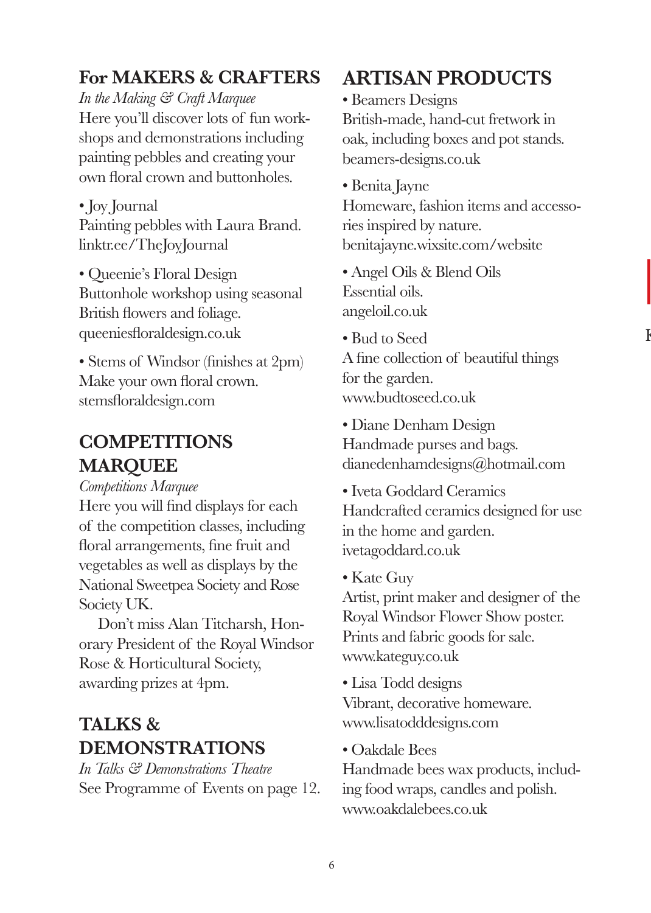## For MAKERS & CRAFTERS

*In the Making & Craft Marquee*

Here you'll discover lots of fun workshops and demonstrations including painting pebbles and creating your own floral crown and buttonholes.

- Joy Journal
  Painting pebbles with Laura Brand.
  linktr.ee/TheJoyJournal

- Queenie's Floral Design
  Buttonhole workshop using seasonal British flowers and foliage.
  queeniesfloraldesign.co.uk

- Stems of Windsor (finishes at 2pm)
  Make your own floral crown.
  stemsfloraldesign.com

## COMPETITIONS MARQUEE

*Competitions Marquee*

Here you will find displays for each of the competition classes, including floral arrangements, fine fruit and vegetables as well as displays by the National Sweetpea Society and Rose Society UK.

Don't miss Alan Titcharsh, Honorary President of the Royal Windsor Rose & Horticultural Society, awarding prizes at 4pm.

## TALKS & DEMONSTRATIONS

*In Talks & Demonstrations Theatre*

See Programme of Events on page 12.

## ARTISAN PRODUCTS

- Beamers Designs
  British-made, hand-cut fretwork in oak, including boxes and pot stands.
  beamers-designs.co.uk

- Benita Jayne
  Homeware, fashion items and accessories inspired by nature.
  benitajayne.wixsite.com/website

- Angel Oils & Blend Oils
  Essential oils.
  angeloil.co.uk

- Bud to Seed
  A fine collection of beautiful things for the garden.
  www.budtoseed.co.uk

- Diane Denham Design
  Handmade purses and bags.
  dianedenhamdesigns@hotmail.com

- Iveta Goddard Ceramics
  Handcrafted ceramics designed for use in the home and garden.
  ivetagoddard.co.uk

- Kate Guy
  Artist, print maker and designer of the Royal Windsor Flower Show poster. Prints and fabric goods for sale.
  www.kateguy.co.uk

- Lisa Todd designs
  Vibrant, decorative homeware.
  www.lisatodddesigns.com

- Oakdale Bees
  Handmade bees wax products, including food wraps, candles and polish.
  www.oakdalebees.co.uk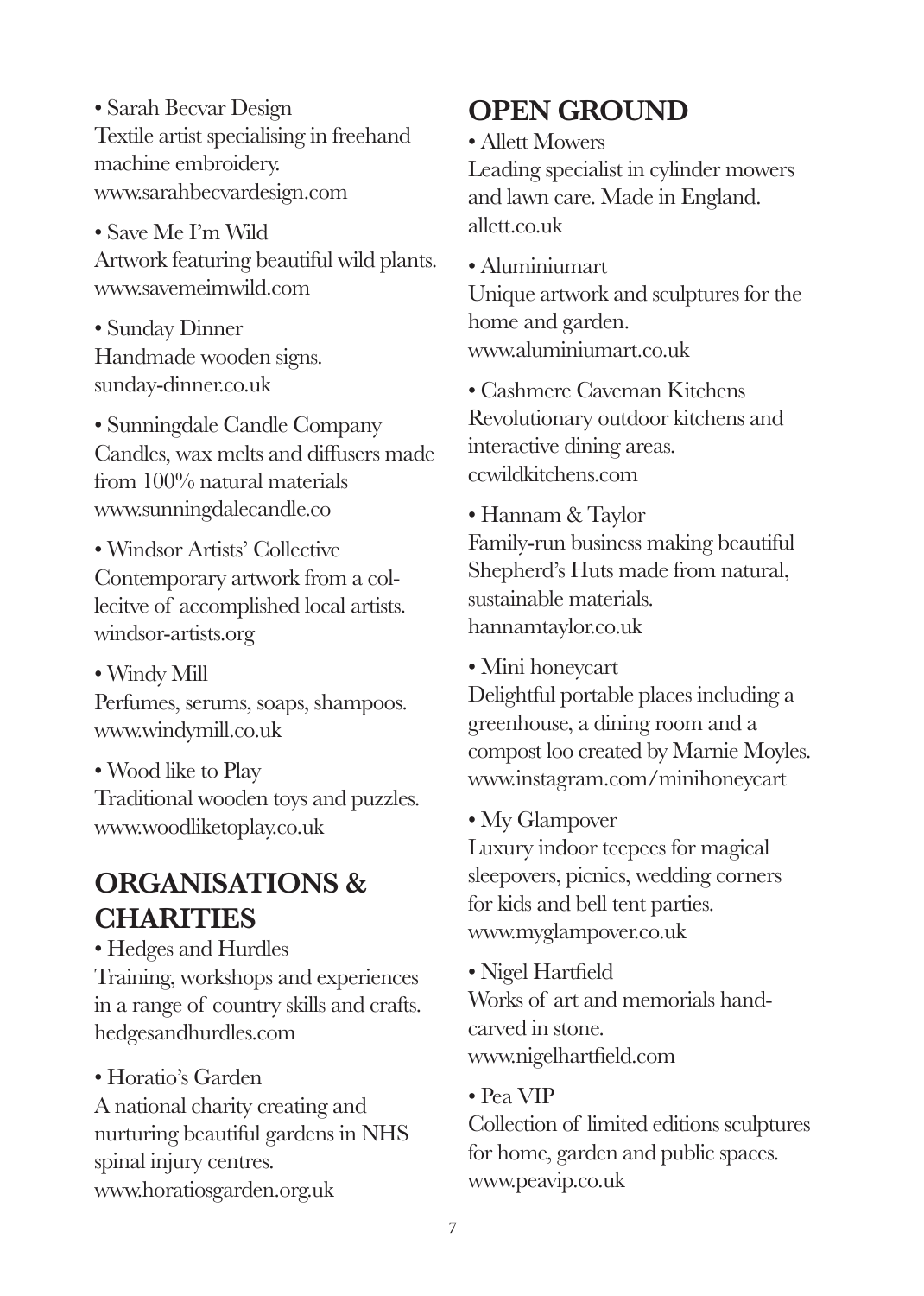- Sarah Becvar Design
Textile artist specialising in freehand machine embroidery.
www.sarahbecvardesign.com

- Save Me I'm Wild
Artwork featuring beautiful wild plants.
www.savemeimwild.com

- Sunday Dinner
Handmade wooden signs.
sunday-dinner.co.uk

- Sunningdale Candle Company
Candles, wax melts and diffusers made from 100% natural materials
www.sunningdalecandle.co

- Windsor Artists' Collective
Contemporary artwork from a collecitve of accomplished local artists.
windsor-artists.org

- Windy Mill
Perfumes, serums, soaps, shampoos.
www.windymill.co.uk

- Wood like to Play
Traditional wooden toys and puzzles.
www.woodliketoplay.co.uk

## ORGANISATIONS & CHARITIES

- Hedges and Hurdles
Training, workshops and experiences in a range of country skills and crafts.
hedgesandhurdles.com

- Horatio's Garden
A national charity creating and nurturing beautiful gardens in NHS spinal injury centres.
www.horatiosgarden.org.uk

## OPEN GROUND

- Allett Mowers
Leading specialist in cylinder mowers and lawn care. Made in England.
allett.co.uk

- Aluminiumart
Unique artwork and sculptures for the home and garden.
www.aluminiumart.co.uk

- Cashmere Caveman Kitchens
Revolutionary outdoor kitchens and interactive dining areas.
ccwildkitchens.com

- Hannam & Taylor
Family-run business making beautiful Shepherd's Huts made from natural, sustainable materials.
hannamtaylor.co.uk

- Mini honeycart
Delightful portable places including a greenhouse, a dining room and a compost loo created by Marnie Moyles.
www.instagram.com/minihoneycart

- My Glampover
Luxury indoor teepees for magical sleepovers, picnics, wedding corners for kids and bell tent parties.
www.myglampover.co.uk

- Nigel Hartfield
Works of art and memorials hand-carved in stone.
www.nigelhartfield.com

- Pea VIP
Collection of limited editions sculptures for home, garden and public spaces.
www.peavip.co.uk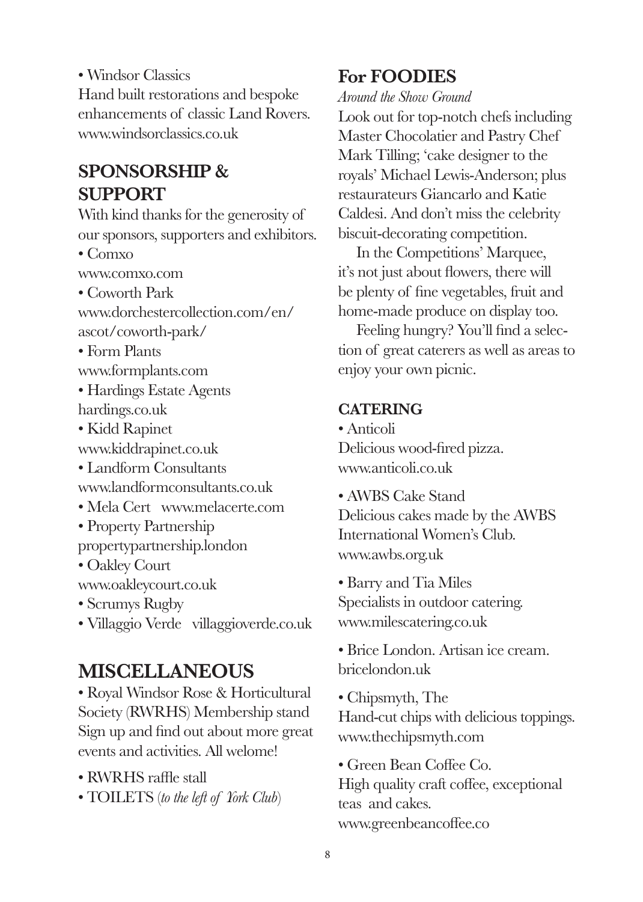- Windsor Classics

Hand built restorations and bespoke enhancements of classic Land Rovers. www.windsorclassics.co.uk

## SPONSORSHIP & SUPPORT

With kind thanks for the generosity of our sponsors, supporters and exhibitors.

- Comxo
www.comxo.com
- Coworth Park
www.dorchestercollection.com/en/ascot/coworth-park/
- Form Plants
www.formplants.com
- Hardings Estate Agents
hardings.co.uk
- Kidd Rapinet
www.kiddrapinet.co.uk
- Landform Consultants
www.landformconsultants.co.uk
- Mela Cert www.melacerte.com
- Property Partnership
propertypartnership.london
- Oakley Court
www.oakleycourt.co.uk
- Scrumys Rugby
- Villaggio Verde villaggioverde.co.uk

# MISCELLANEOUS

- Royal Windsor Rose & Horticultural Society (RWRHS) Membership stand
Sign up and find out about more great events and activities. All welome!
- RWRHS raffle stall
- TOILETS (*to the left of York Club*)

## For FOODIES

*Around the Show Ground*

Look out for top-notch chefs including Master Chocolatier and Pastry Chef Mark Tilling; 'cake designer to the royals' Michael Lewis-Anderson; plus restaurateurs Giancarlo and Katie Caldesi. And don't miss the celebrity biscuit-decorating competition.

In the Competitions' Marquee, it's not just about flowers, there will be plenty of fine vegetables, fruit and home-made produce on display too.

Feeling hungry? You'll find a selection of great caterers as well as areas to enjoy your own picnic.

### CATERING

- Anticoli
Delicious wood-fired pizza.
www.anticoli.co.uk
- AWBS Cake Stand
Delicious cakes made by the AWBS International Women's Club.
www.awbs.org.uk
- Barry and Tia Miles
Specialists in outdoor catering.
www.milescatering.co.uk
- Brice London. Artisan ice cream.
bricelondon.uk
- Chipsmyth, The
Hand-cut chips with delicious toppings.
www.thechipsmyth.com
- Green Bean Coffee Co.
High quality craft coffee, exceptional teas and cakes.
www.greenbeancoffee.co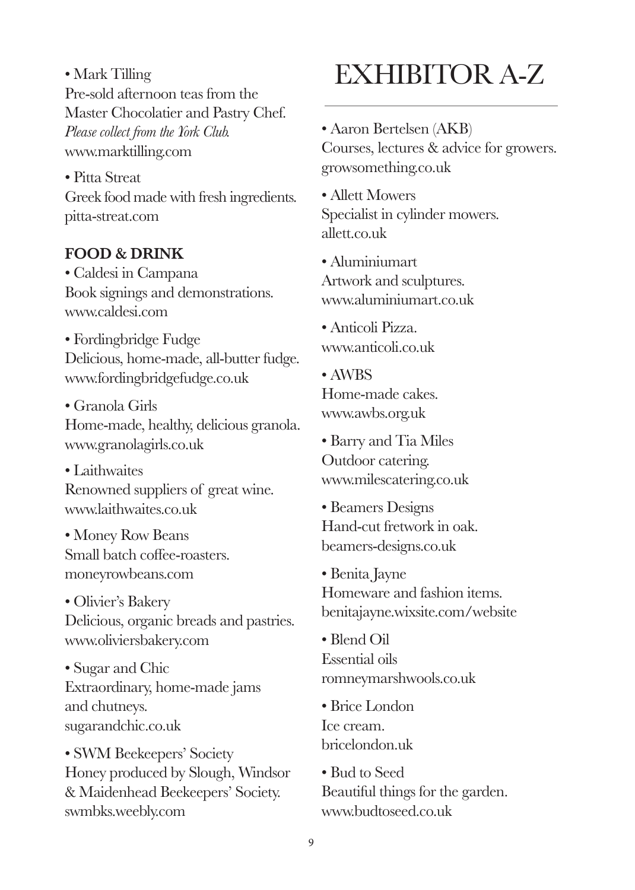• Mark Tilling
Pre-sold afternoon teas from the Master Chocolatier and Pastry Chef.
*Please collect from the York Club.*
www.marktilling.com

• Pitta Streat
Greek food made with fresh ingredients.
pitta-streat.com

**FOOD & DRINK**

• Caldesi in Campana
Book signings and demonstrations.
www.caldesi.com

• Fordingbridge Fudge
Delicious, home-made, all-butter fudge.
www.fordingbridgefudge.co.uk

• Granola Girls
Home-made, healthy, delicious granola.
www.granolagirls.co.uk

• Laithwaites
Renowned suppliers of great wine.
www.laithwaites.co.uk

• Money Row Beans
Small batch coffee-roasters.
moneyrowbeans.com

• Olivier's Bakery
Delicious, organic breads and pastries.
www.oliviersbakery.com

• Sugar and Chic
Extraordinary, home-made jams and chutneys.
sugarandchic.co.uk

• SWM Beekeepers' Society
Honey produced by Slough, Windsor & Maidenhead Beekeepers' Society.
swmbks.weebly.com

# EXHIBITOR A-Z

• Aaron Bertelsen (AKB)
Courses, lectures & advice for growers.
growsomething.co.uk

• Allett Mowers
Specialist in cylinder mowers.
allett.co.uk

• Aluminiumart
Artwork and sculptures.
www.aluminiumart.co.uk

• Anticoli Pizza.
www.anticoli.co.uk

• AWBS
Home-made cakes.
www.awbs.org.uk

• Barry and Tia Miles
Outdoor catering.
www.milescatering.co.uk

• Beamers Designs
Hand-cut fretwork in oak.
beamers-designs.co.uk

• Benita Jayne
Homeware and fashion items.
benitajayne.wixsite.com/website

• Blend Oil
Essential oils
romneymarshwools.co.uk

• Brice London
Ice cream.
bricelondon.uk

• Bud to Seed
Beautiful things for the garden.
www.budtoseed.co.uk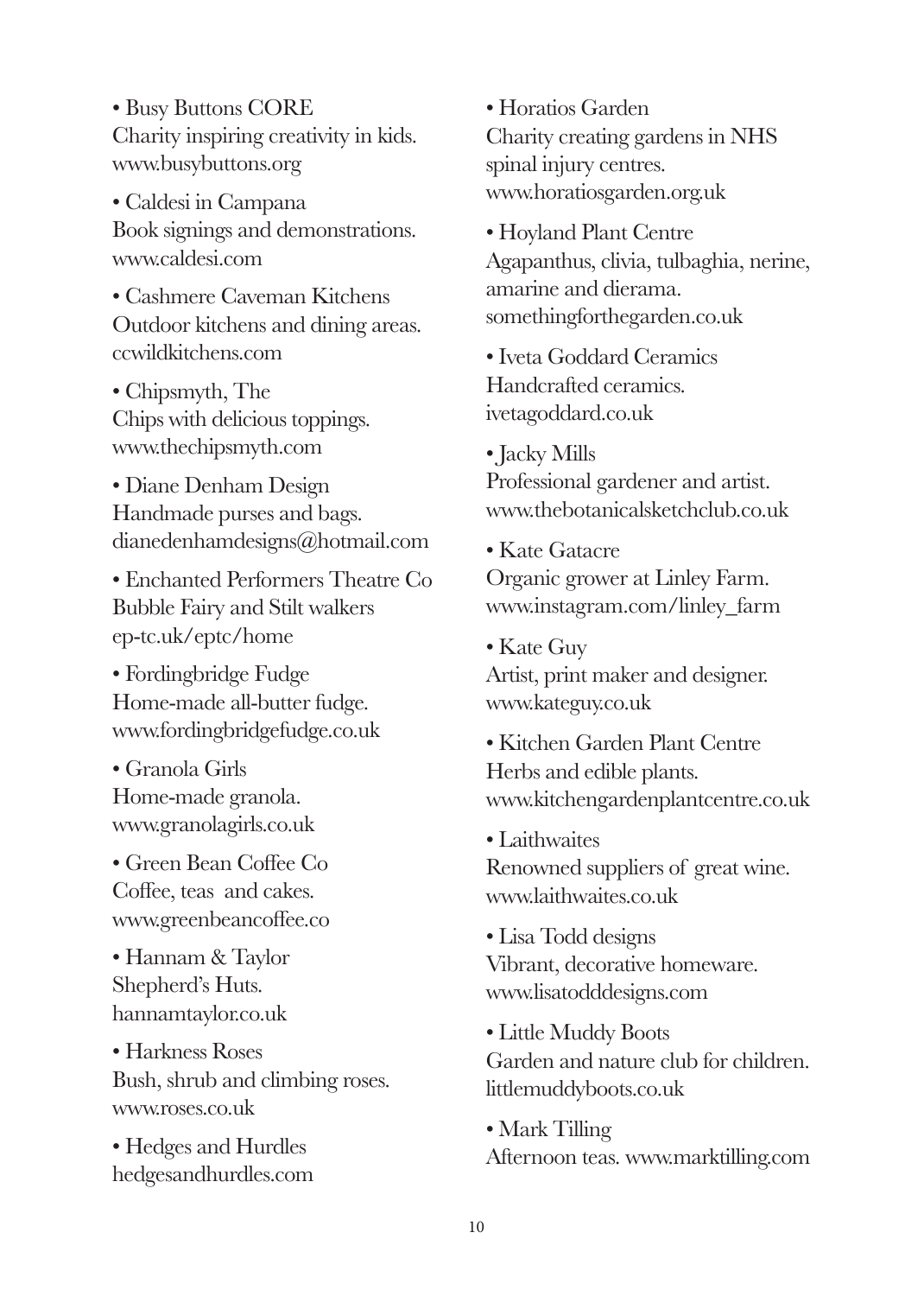- Busy Buttons CORE
Charity inspiring creativity in kids.
www.busybuttons.org

- Caldesi in Campana
Book signings and demonstrations.
www.caldesi.com

- Cashmere Caveman Kitchens
Outdoor kitchens and dining areas.
ccwildkitchens.com

- Chipsmyth, The
Chips with delicious toppings.
www.thechipsmyth.com

- Diane Denham Design
Handmade purses and bags.
dianedenhamdesigns@hotmail.com

- Enchanted Performers Theatre Co
Bubble Fairy and Stilt walkers
ep-tc.uk/eptc/home

- Fordingbridge Fudge
Home-made all-butter fudge.
www.fordingbridgefudge.co.uk

- Granola Girls
Home-made granola.
www.granolagirls.co.uk

- Green Bean Coffee Co
Coffee, teas and cakes.
www.greenbeancoffee.co

- Hannam & Taylor
Shepherd's Huts.
hannamtaylor.co.uk

- Harkness Roses
Bush, shrub and climbing roses.
www.roses.co.uk

- Hedges and Hurdles
hedgesandhurdles.com

- Horatios Garden
Charity creating gardens in NHS spinal injury centres.
www.horatiosgarden.org.uk

- Hoyland Plant Centre
Agapanthus, clivia, tulbaghia, nerine, amarine and dierama.
somethingforthegarden.co.uk

- Iveta Goddard Ceramics
Handcrafted ceramics.
ivetagoddard.co.uk

- Jacky Mills
Professional gardener and artist.
www.thebotanicalsketchclub.co.uk

- Kate Gatacre
Organic grower at Linley Farm.
www.instagram.com/linley_farm

- Kate Guy
Artist, print maker and designer.
www.kateguy.co.uk

- Kitchen Garden Plant Centre
Herbs and edible plants.
www.kitchengardenplantcentre.co.uk

- Laithwaites
Renowned suppliers of great wine.
www.laithwaites.co.uk

- Lisa Todd designs
Vibrant, decorative homeware.
www.lisatodddesigns.com

- Little Muddy Boots
Garden and nature club for children.
littlemuddyboots.co.uk

- Mark Tilling
Afternoon teas. www.marktilling.com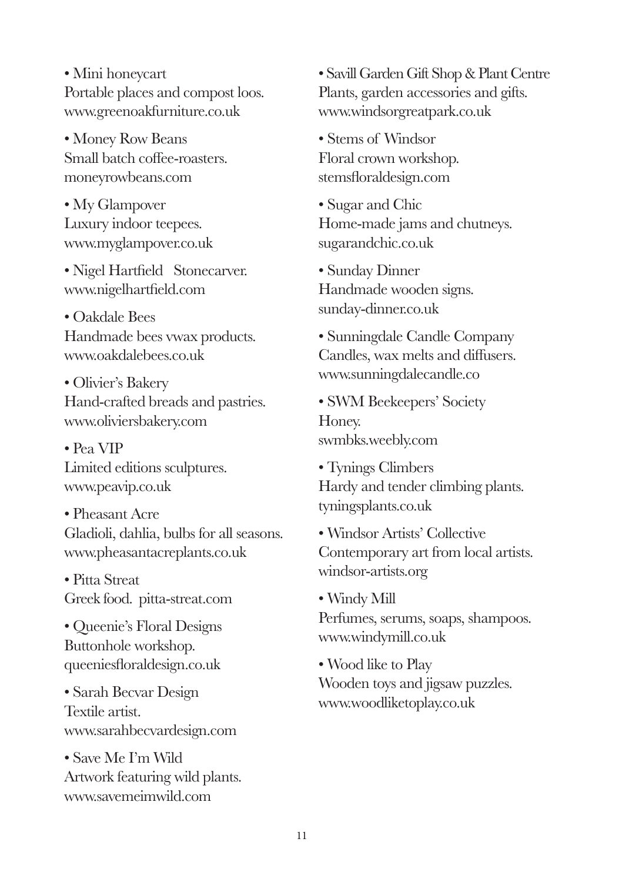- Mini honeycart
Portable places and compost loos.
www.greenoakfurniture.co.uk

- Money Row Beans
Small batch coffee-roasters.
moneyrowbeans.com

- My Glampover
Luxury indoor teepees.
www.myglampover.co.uk

- Nigel Hartfield   Stonecarver.
www.nigelhartfield.com

- Oakdale Bees
Handmade bees vwax products.
www.oakdalebees.co.uk

- Olivier's Bakery
Hand-crafted breads and pastries.
www.oliviersbakery.com

- Pea VIP
Limited editions sculptures.
www.peavip.co.uk

- Pheasant Acre
Gladioli, dahlia, bulbs for all seasons.
www.pheasantacreplants.co.uk

- Pitta Streat
Greek food.  pitta-streat.com

- Queenie's Floral Designs
Buttonhole workshop.
queeniesfloraldesign.co.uk

- Sarah Becvar Design
Textile artist.
www.sarahbecvardesign.com

- Save Me I'm Wild
Artwork featuring wild plants.
www.savemeimwild.com

- Savill Garden Gift Shop & Plant Centre
Plants, garden accessories and gifts.
www.windsorgreatpark.co.uk

- Stems of Windsor
Floral crown workshop.
stemsfloraldesign.com

- Sugar and Chic
Home-made jams and chutneys.
sugarandchic.co.uk

- Sunday Dinner
Handmade wooden signs.
sunday-dinner.co.uk

- Sunningdale Candle Company
Candles, wax melts and diffusers.
www.sunningdalecandle.co

- SWM Beekeepers' Society
Honey.
swmbks.weebly.com

- Tynings Climbers
Hardy and tender climbing plants.
tyningsplants.co.uk

- Windsor Artists' Collective
Contemporary art from local artists.
windsor-artists.org

- Windy Mill
Perfumes, serums, soaps, shampoos.
www.windymill.co.uk

- Wood like to Play
Wooden toys and jigsaw puzzles.
www.woodliketoplay.co.uk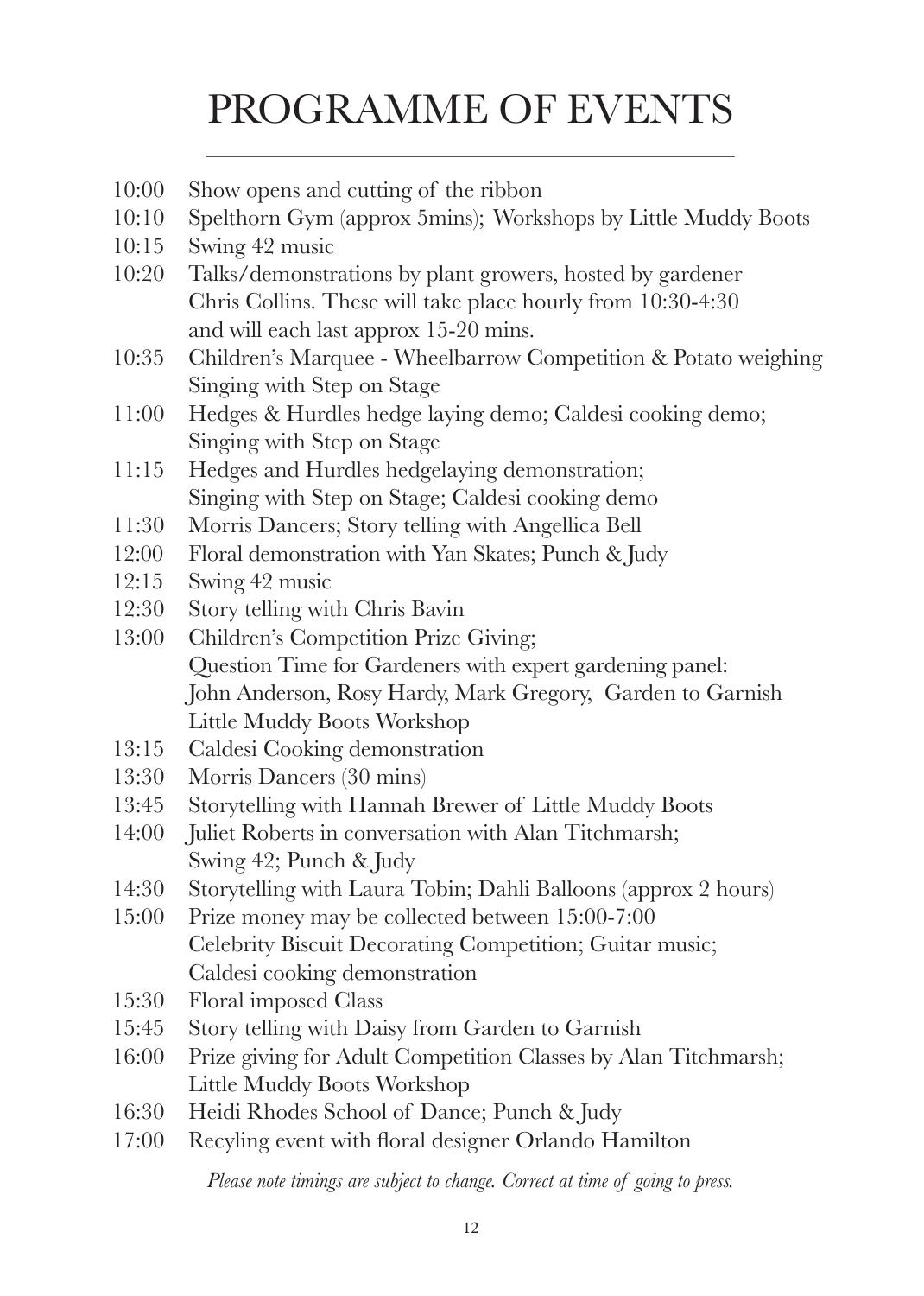# PROGRAMME OF EVENTS

| | |
|---|---|
| 10:00 | Show opens and cutting of the ribbon |
| 10:10 | Spelthorn Gym (approx 5mins); Workshops by Little Muddy Boots |
| 10:15 | Swing 42 music |
| 10:20 | Talks/demonstrations by plant growers, hosted by gardener Chris Collins. These will take place hourly from 10:30-4:30 and will each last approx 15-20 mins. |
| 10:35 | Children's Marquee - Wheelbarrow Competition & Potato weighing Singing with Step on Stage |
| 11:00 | Hedges & Hurdles hedge laying demo; Caldesi cooking demo; Singing with Step on Stage |
| 11:15 | Hedges and Hurdles hedgelaying demonstration; Singing with Step on Stage; Caldesi cooking demo |
| 11:30 | Morris Dancers; Story telling with Angellica Bell |
| 12:00 | Floral demonstration with Yan Skates; Punch & Judy |
| 12:15 | Swing 42 music |
| 12:30 | Story telling with Chris Bavin |
| 13:00 | Children's Competition Prize Giving; Question Time for Gardeners with expert gardening panel: John Anderson, Rosy Hardy, Mark Gregory, Garden to Garnish Little Muddy Boots Workshop |
| 13:15 | Caldesi Cooking demonstration |
| 13:30 | Morris Dancers (30 mins) |
| 13:45 | Storytelling with Hannah Brewer of Little Muddy Boots |
| 14:00 | Juliet Roberts in conversation with Alan Titchmarsh; Swing 42; Punch & Judy |
| 14:30 | Storytelling with Laura Tobin; Dahli Balloons (approx 2 hours) |
| 15:00 | Prize money may be collected between 15:00-7:00 Celebrity Biscuit Decorating Competition; Guitar music; Caldesi cooking demonstration |
| 15:30 | Floral imposed Class |
| 15:45 | Story telling with Daisy from Garden to Garnish |
| 16:00 | Prize giving for Adult Competition Classes by Alan Titchmarsh; Little Muddy Boots Workshop |
| 16:30 | Heidi Rhodes School of Dance; Punch & Judy |
| 17:00 | Recyling event with floral designer Orlando Hamilton |

*Please note timings are subject to change. Correct at time of going to press.*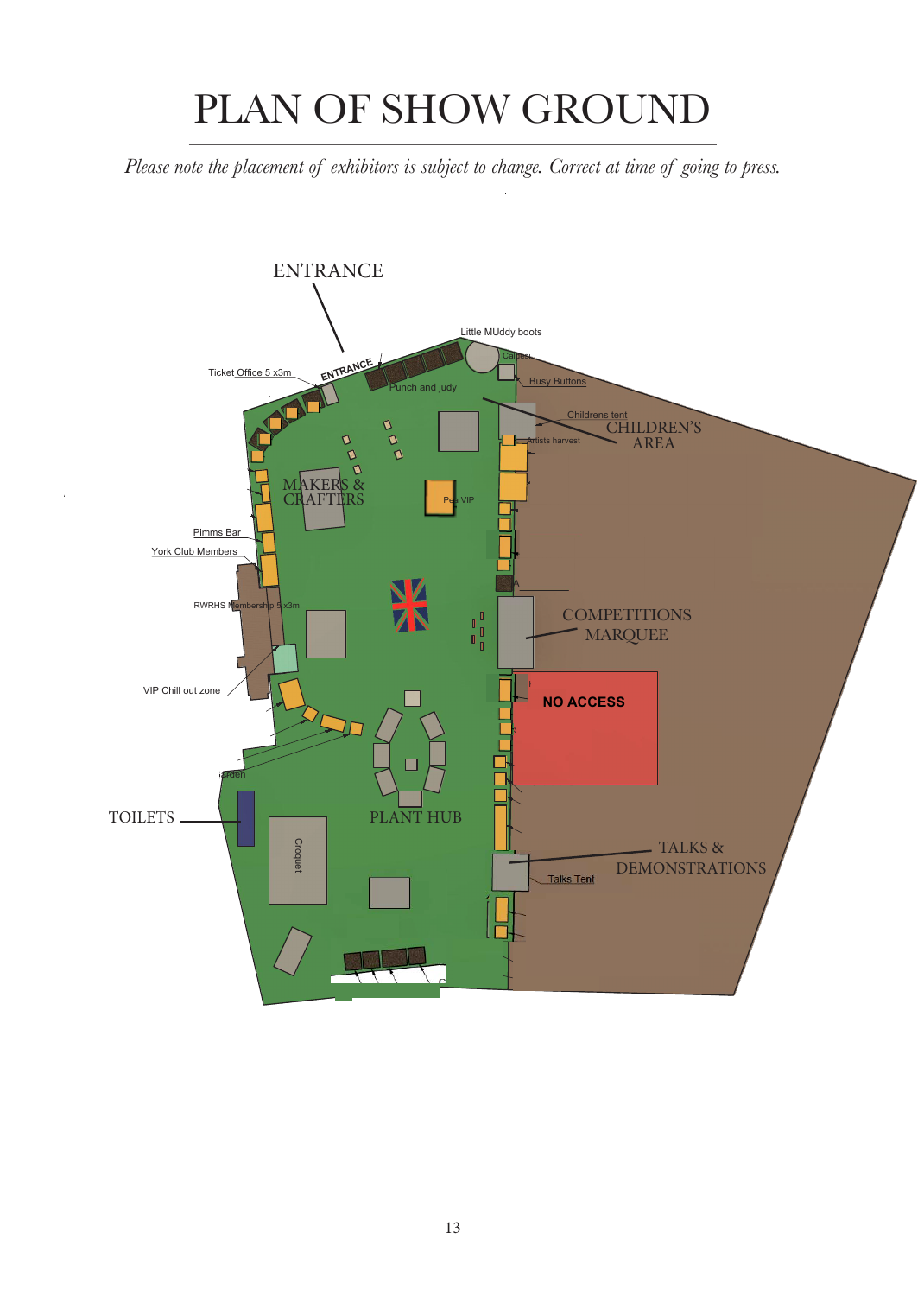# PLAN OF SHOW GROUND

*Please note the placement of exhibitors is subject to change. Correct at time of going to press.*

ENTRANCE

ENTRANCE

Little MUddy boots

Calpesi

Busy Buttons

Ticket Office 5 x3m

Punch and judy

Childrens tent

CHILDREN'S AREA

Artists harvest

MAKERS & CRAFTERS

Pea VIP

Pimms Bar

York Club Members

RWRHS Membership 5 x3m

COMPETITIONS MARQUEE

VIP Chill out zone

NO ACCESS

Garden

TOILETS

PLANT HUB

Croquet

TALKS & DEMONSTRATIONS

Talks Tent